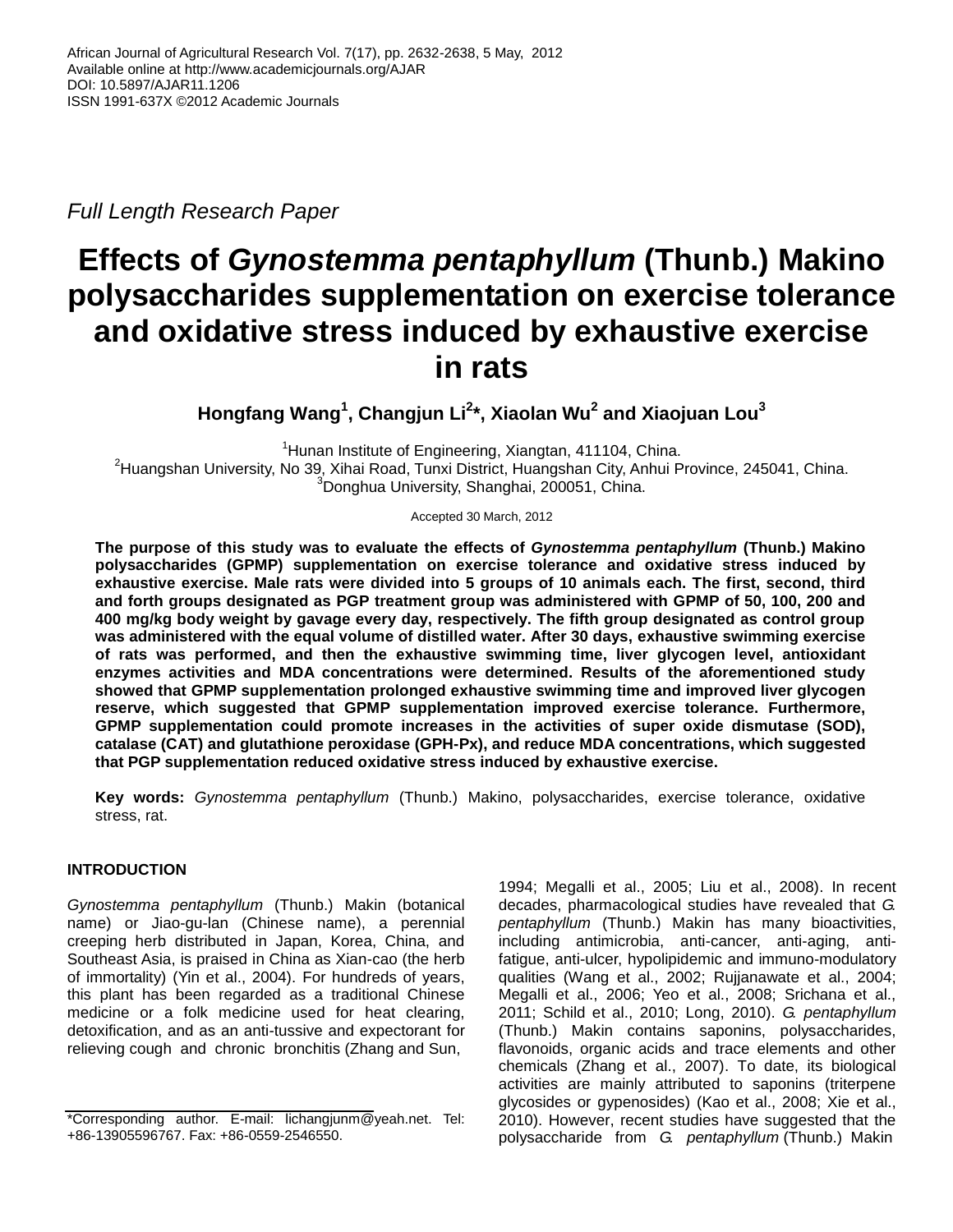Full Length Research Paper

# Effects of *Gynostemma pentaphyllum* (Thunb.) Makino polysaccharides supplementation on exercise tolerance and oxidative stress induced by exhaustive exercise in rats

**Hongfang Wang[1], Changjun Li[2]*, Xiaolan Wu[2] and Xiaojuan Lou[3]**

[1]Hunan Institute of Engineering, Xiangtan, 411104, China.
[2]Huangshan University, No 39, Xihai Road, Tunxi District, Huangshan City, Anhui Province, 245041, China.
[3]Donghua University, Shanghai, 200051, China.

Accepted 30 March, 2012

**The purpose of this study was to evaluate the effects of *Gynostemma pentaphyllum* (Thunb.) Makino polysaccharides (GPMP) supplementation on exercise tolerance and oxidative stress induced by exhaustive exercise. Male rats were divided into 5 groups of 10 animals each. The first, second, third and forth groups designated as PGP treatment group was administered with GPMP of 50, 100, 200 and 400 mg/kg body weight by gavage every day, respectively. The fifth group designated as control group was administered with the equal volume of distilled water. After 30 days, exhaustive swimming exercise of rats was performed, and then the exhaustive swimming time, liver glycogen level, antioxidant enzymes activities and MDA concentrations were determined. Results of the aforementioned study showed that GPMP supplementation prolonged exhaustive swimming time and improved liver glycogen reserve, which suggested that GPMP supplementation improved exercise tolerance. Furthermore, GPMP supplementation could promote increases in the activities of super oxide dismutase (SOD), catalase (CAT) and glutathione peroxidase (GPH-Px), and reduce MDA concentrations, which suggested that PGP supplementation reduced oxidative stress induced by exhaustive exercise.**

**Key words:** *Gynostemma pentaphyllum* (Thunb.) Makino, polysaccharides, exercise tolerance, oxidative stress, rat.

## INTRODUCTION

*Gynostemma pentaphyllum* (Thunb.) Makin (botanical name) or Jiao-gu-lan (Chinese name), a perennial creeping herb distributed in Japan, Korea, China, and Southeast Asia, is praised in China as Xian-cao (the herb of immortality) (Yin et al., 2004). For hundreds of years, this plant has been regarded as a traditional Chinese medicine or a folk medicine used for heat clearing, detoxification, and as an anti-tussive and expectorant for relieving cough and chronic bronchitis (Zhang and Sun, 1994; Megalli et al., 2005; Liu et al., 2008). In recent decades, pharmacological studies have revealed that *G. pentaphyllum* (Thunb.) Makin has many bioactivities, including antimicrobia, anti-cancer, anti-aging, anti-fatigue, anti-ulcer, hypolipidemic and immuno-modulatory qualities (Wang et al., 2002; Rujjanawate et al., 2004; Megalli et al., 2006; Yeo et al., 2008; Srichana et al., 2011; Schild et al., 2010; Long, 2010). *G. pentaphyllum* (Thunb.) Makin contains saponins, polysaccharides, flavonoids, organic acids and trace elements and other chemicals (Zhang et al., 2007). To date, its biological activities are mainly attributed to saponins (triterpene glycosides or gypenosides) (Kao et al., 2008; Xie et al., 2010). However, recent studies have suggested that the polysaccharide from *G. pentaphyllum* (Thunb.) Makin

*Corresponding author. E-mail: lichangjunm@yeah.net. Tel: +86-13905596767. Fax: +86-0559-2546550.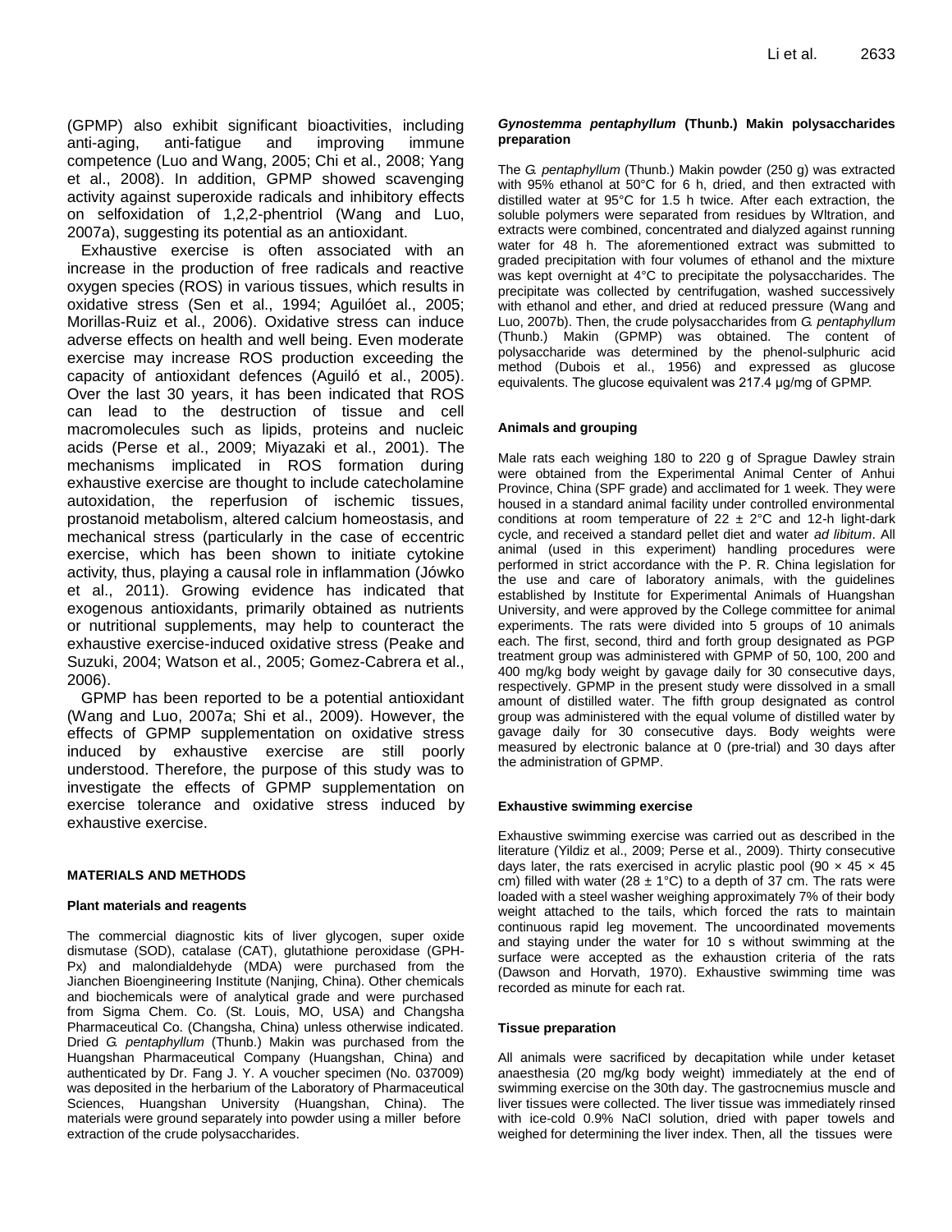(GPMP) also exhibit significant bioactivities, including anti-aging, anti-fatigue and improving immune competence (Luo and Wang, 2005; Chi et al., 2008; Yang et al., 2008). In addition, GPMP showed scavenging activity against superoxide radicals and inhibitory effects on selfoxidation of 1,2,2-phentriol (Wang and Luo, 2007a), suggesting its potential as an antioxidant.

Exhaustive exercise is often associated with an increase in the production of free radicals and reactive oxygen species (ROS) in various tissues, which results in oxidative stress (Sen et al., 1994; Aguilóet al., 2005; Morillas-Ruiz et al., 2006). Oxidative stress can induce adverse effects on health and well being. Even moderate exercise may increase ROS production exceeding the capacity of antioxidant defences (Aguiló et al., 2005). Over the last 30 years, it has been indicated that ROS can lead to the destruction of tissue and cell macromolecules such as lipids, proteins and nucleic acids (Perse et al., 2009; Miyazaki et al., 2001). The mechanisms implicated in ROS formation during exhaustive exercise are thought to include catecholamine autoxidation, the reperfusion of ischemic tissues, prostanoid metabolism, altered calcium homeostasis, and mechanical stress (particularly in the case of eccentric exercise, which has been shown to initiate cytokine activity, thus, playing a causal role in inflammation (Jówko et al., 2011). Growing evidence has indicated that exogenous antioxidants, primarily obtained as nutrients or nutritional supplements, may help to counteract the exhaustive exercise-induced oxidative stress (Peake and Suzuki, 2004; Watson et al., 2005; Gomez-Cabrera et al., 2006).

GPMP has been reported to be a potential antioxidant (Wang and Luo, 2007a; Shi et al., 2009). However, the effects of GPMP supplementation on oxidative stress induced by exhaustive exercise are still poorly understood. Therefore, the purpose of this study was to investigate the effects of GPMP supplementation on exercise tolerance and oxidative stress induced by exhaustive exercise.

## MATERIALS AND METHODS

### Plant materials and reagents

The commercial diagnostic kits of liver glycogen, super oxide dismutase (SOD), catalase (CAT), glutathione peroxidase (GPH-Px) and malondialdehyde (MDA) were purchased from the Jianchen Bioengineering Institute (Nanjing, China). Other chemicals and biochemicals were of analytical grade and were purchased from Sigma Chem. Co. (St. Louis, MO, USA) and Changsha Pharmaceutical Co. (Changsha, China) unless otherwise indicated. Dried *G. pentaphyllum* (Thunb.) Makin was purchased from the Huangshan Pharmaceutical Company (Huangshan, China) and authenticated by Dr. Fang J. Y. A voucher specimen (No. 037009) was deposited in the herbarium of the Laboratory of Pharmaceutical Sciences, Huangshan University (Huangshan, China). The materials were ground separately into powder using a miller before extraction of the crude polysaccharides.

### *Gynostemma pentaphyllum* (Thunb.) Makin polysaccharides preparation

The *G. pentaphyllum* (Thunb.) Makin powder (250 g) was extracted with 95% ethanol at 50°C for 6 h, dried, and then extracted with distilled water at 95°C for 1.5 h twice. After each extraction, the soluble polymers were separated from residues by Wltration, and extracts were combined, concentrated and dialyzed against running water for 48 h. The aforementioned extract was submitted to graded precipitation with four volumes of ethanol and the mixture was kept overnight at 4°C to precipitate the polysaccharides. The precipitate was collected by centrifugation, washed successively with ethanol and ether, and dried at reduced pressure (Wang and Luo, 2007b). Then, the crude polysaccharides from *G. pentaphyllum* (Thunb.) Makin (GPMP) was obtained. The content of polysaccharide was determined by the phenol-sulphuric acid method (Dubois et al., 1956) and expressed as glucose equivalents. The glucose equivalent was 217.4 μg/mg of GPMP.

### Animals and grouping

Male rats each weighing 180 to 220 g of Sprague Dawley strain were obtained from the Experimental Animal Center of Anhui Province, China (SPF grade) and acclimated for 1 week. They were housed in a standard animal facility under controlled environmental conditions at room temperature of 22 ± 2°C and 12-h light-dark cycle, and received a standard pellet diet and water *ad libitum*. All animal (used in this experiment) handling procedures were performed in strict accordance with the P. R. China legislation for the use and care of laboratory animals, with the guidelines established by Institute for Experimental Animals of Huangshan University, and were approved by the College committee for animal experiments. The rats were divided into 5 groups of 10 animals each. The first, second, third and forth group designated as PGP treatment group was administered with GPMP of 50, 100, 200 and 400 mg/kg body weight by gavage daily for 30 consecutive days, respectively. GPMP in the present study were dissolved in a small amount of distilled water. The fifth group designated as control group was administered with the equal volume of distilled water by gavage daily for 30 consecutive days. Body weights were measured by electronic balance at 0 (pre-trial) and 30 days after the administration of GPMP.

### Exhaustive swimming exercise

Exhaustive swimming exercise was carried out as described in the literature (Yildiz et al., 2009; Perse et al., 2009). Thirty consecutive days later, the rats exercised in acrylic plastic pool (90 × 45 × 45 cm) filled with water (28 ± 1°C) to a depth of 37 cm. The rats were loaded with a steel washer weighing approximately 7% of their body weight attached to the tails, which forced the rats to maintain continuous rapid leg movement. The uncoordinated movements and staying under the water for 10 s without swimming at the surface were accepted as the exhaustion criteria of the rats (Dawson and Horvath, 1970). Exhaustive swimming time was recorded as minute for each rat.

### Tissue preparation

All animals were sacrificed by decapitation while under ketaset anaesthesia (20 mg/kg body weight) immediately at the end of swimming exercise on the 30th day. The gastrocnemius muscle and liver tissues were collected. The liver tissue was immediately rinsed with ice-cold 0.9% NaCl solution, dried with paper towels and weighed for determining the liver index. Then, all the tissues were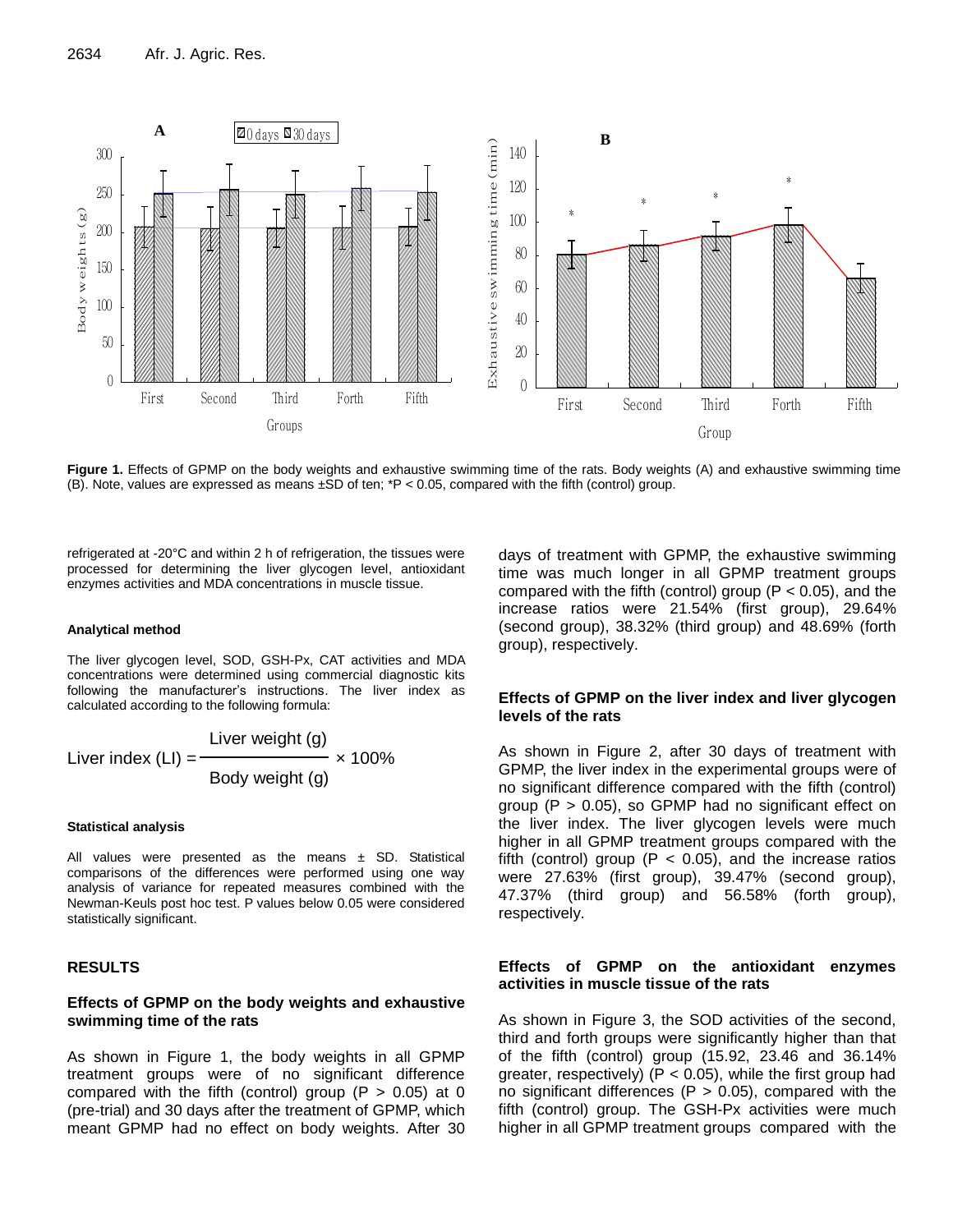**Figure 1.** Effects of GPMP on the body weights and exhaustive swimming time of the rats. Body weights (A) and exhaustive swimming time (B). Note, values are expressed as means ±SD of ten; *P < 0.05, compared with the fifth (control) group.

refrigerated at -20°C and within 2 h of refrigeration, the tissues were processed for determining the liver glycogen level, antioxidant enzymes activities and MDA concentrations in muscle tissue.

### Analytical method

The liver glycogen level, SOD, GSH-Px, CAT activities and MDA concentrations were determined using commercial diagnostic kits following the manufacturer's instructions. The liver index as calculated according to the following formula:

$$\text{Liver index (LI)} = \frac{\text{Liver weight (g)}}{\text{Body weight (g)}} \times 100\%$$

### Statistical analysis

All values were presented as the means ± SD. Statistical comparisons of the differences were performed using one way analysis of variance for repeated measures combined with the Newman-Keuls post hoc test. P values below 0.05 were considered statistically significant.

## RESULTS

### Effects of GPMP on the body weights and exhaustive swimming time of the rats

As shown in Figure 1, the body weights in all GPMP treatment groups were of no significant difference compared with the fifth (control) group ($P > 0.05$) at 0 (pre-trial) and 30 days after the treatment of GPMP, which meant GPMP had no effect on body weights. After 30 days of treatment with GPMP, the exhaustive swimming time was much longer in all GPMP treatment groups compared with the fifth (control) group ($P < 0.05$), and the increase ratios were 21.54% (first group), 29.64% (second group), 38.32% (third group) and 48.69% (forth group), respectively.

### Effects of GPMP on the liver index and liver glycogen levels of the rats

As shown in Figure 2, after 30 days of treatment with GPMP, the liver index in the experimental groups were of no significant difference compared with the fifth (control) group ($P > 0.05$), so GPMP had no significant effect on the liver index. The liver glycogen levels were much higher in all GPMP treatment groups compared with the fifth (control) group ($P < 0.05$), and the increase ratios were 27.63% (first group), 39.47% (second group), 47.37% (third group) and 56.58% (forth group), respectively.

### Effects of GPMP on the antioxidant enzymes activities in muscle tissue of the rats

As shown in Figure 3, the SOD activities of the second, third and forth groups were significantly higher than that of the fifth (control) group (15.92, 23.46 and 36.14% greater, respectively) ($P < 0.05$), while the first group had no significant differences ($P > 0.05$), compared with the fifth (control) group. The GSH-Px activities were much higher in all GPMP treatment groups compared with the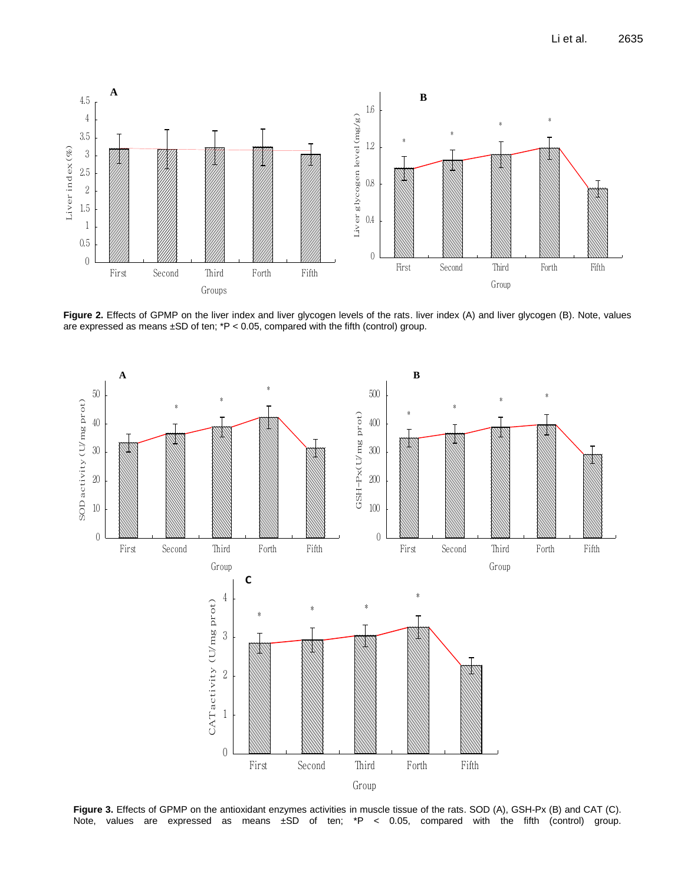**Figure 2.** Effects of GPMP on the liver index and liver glycogen levels of the rats. liver index (A) and liver glycogen (B). Note, values are expressed as means ±SD of ten; *P < 0.05, compared with the fifth (control) group.

**Figure 3.** Effects of GPMP on the antioxidant enzymes activities in muscle tissue of the rats. SOD (A), GSH-Px (B) and CAT (C). Note, values are expressed as means ±SD of ten; *P < 0.05, compared with the fifth (control) group.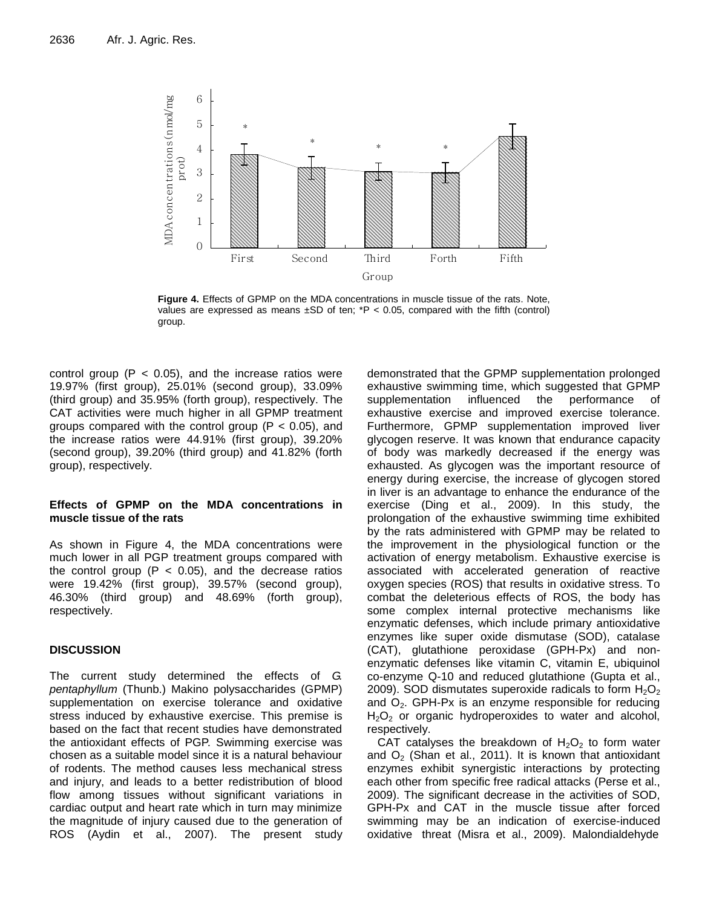**Figure 4.** Effects of GPMP on the MDA concentrations in muscle tissue of the rats. Note, values are expressed as means ±SD of ten; *P < 0.05, compared with the fifth (control) group.

control group ($P < 0.05$), and the increase ratios were 19.97% (first group), 25.01% (second group), 33.09% (third group) and 35.95% (forth group), respectively. The CAT activities were much higher in all GPMP treatment groups compared with the control group ($P < 0.05$), and the increase ratios were 44.91% (first group), 39.20% (second group), 39.20% (third group) and 41.82% (forth group), respectively.

### Effects of GPMP on the MDA concentrations in muscle tissue of the rats

As shown in Figure 4, the MDA concentrations were much lower in all PGP treatment groups compared with the control group ($P < 0.05$), and the decrease ratios were 19.42% (first group), 39.57% (second group), 46.30% (third group) and 48.69% (forth group), respectively.

## DISCUSSION

The current study determined the effects of *G. pentaphyllum* (Thunb.) Makino polysaccharides (GPMP) supplementation on exercise tolerance and oxidative stress induced by exhaustive exercise. This premise is based on the fact that recent studies have demonstrated the antioxidant effects of PGP. Swimming exercise was chosen as a suitable model since it is a natural behaviour of rodents. The method causes less mechanical stress and injury, and leads to a better redistribution of blood flow among tissues without significant variations in cardiac output and heart rate which in turn may minimize the magnitude of injury caused due to the generation of ROS (Aydin et al., 2007). The present study demonstrated that the GPMP supplementation prolonged exhaustive swimming time, which suggested that GPMP supplementation influenced the performance of exhaustive exercise and improved exercise tolerance. Furthermore, GPMP supplementation improved liver glycogen reserve. It was known that endurance capacity of body was markedly decreased if the energy was exhausted. As glycogen was the important resource of energy during exercise, the increase of glycogen stored in liver is an advantage to enhance the endurance of the exercise (Ding et al., 2009). In this study, the prolongation of the exhaustive swimming time exhibited by the rats administered with GPMP may be related to the improvement in the physiological function or the activation of energy metabolism. Exhaustive exercise is associated with accelerated generation of reactive oxygen species (ROS) that results in oxidative stress. To combat the deleterious effects of ROS, the body has some complex internal protective mechanisms like enzymatic defenses, which include primary antioxidative enzymes like super oxide dismutase (SOD), catalase (CAT), glutathione peroxidase (GPH-Px) and non-enzymatic defenses like vitamin C, vitamin E, ubiquinol co-enzyme Q-10 and reduced glutathione (Gupta et al., 2009). SOD dismutates superoxide radicals to form $H_2O_2$ and $O_2$. GPH-Px is an enzyme responsible for reducing $H_2O_2$ or organic hydroperoxides to water and alcohol, respectively.

CAT catalyses the breakdown of $H_2O_2$ to form water and $O_2$ (Shan et al., 2011). It is known that antioxidant enzymes exhibit synergistic interactions by protecting each other from specific free radical attacks (Perse et al., 2009). The significant decrease in the activities of SOD, GPH-Px and CAT in the muscle tissue after forced swimming may be an indication of exercise-induced oxidative threat (Misra et al., 2009). Malondialdehyde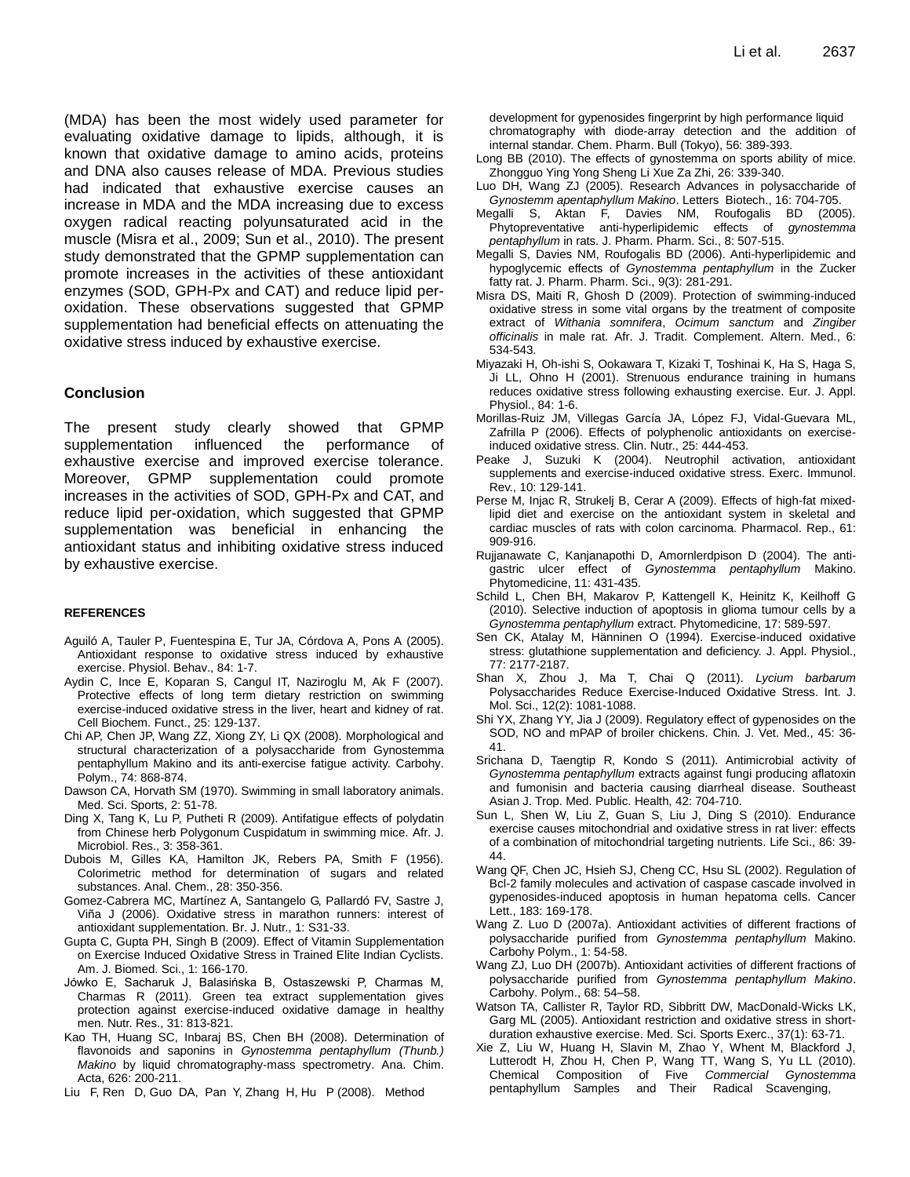(MDA) has been the most widely used parameter for evaluating oxidative damage to lipids, although, it is known that oxidative damage to amino acids, proteins and DNA also causes release of MDA. Previous studies had indicated that exhaustive exercise causes an increase in MDA and the MDA increasing due to excess oxygen radical reacting polyunsaturated acid in the muscle (Misra et al., 2009; Sun et al., 2010). The present study demonstrated that the GPMP supplementation can promote increases in the activities of these antioxidant enzymes (SOD, GPH-Px and CAT) and reduce lipid per-oxidation. These observations suggested that GPMP supplementation had beneficial effects on attenuating the oxidative stress induced by exhaustive exercise.

## Conclusion

The present study clearly showed that GPMP supplementation influenced the performance of exhaustive exercise and improved exercise tolerance. Moreover, GPMP supplementation could promote increases in the activities of SOD, GPH-Px and CAT, and reduce lipid per-oxidation, which suggested that GPMP supplementation was beneficial in enhancing the antioxidant status and inhibiting oxidative stress induced by exhaustive exercise.

## REFERENCES

Aguiló A, Tauler P, Fuentespina E, Tur JA, Córdova A, Pons A (2005). Antioxidant response to oxidative stress induced by exhaustive exercise. Physiol. Behav., 84: 1-7.

Aydin C, Ince E, Koparan S, Cangul IT, Naziroglu M, Ak F (2007). Protective effects of long term dietary restriction on swimming exercise-induced oxidative stress in the liver, heart and kidney of rat. Cell Biochem. Funct., 25: 129-137.

Chi AP, Chen JP, Wang ZZ, Xiong ZY, Li QX (2008). Morphological and structural characterization of a polysaccharide from Gynostemma pentaphyllum Makino and its anti-exercise fatigue activity. Carbohy. Polym., 74: 868-874.

Dawson CA, Horvath SM (1970). Swimming in small laboratory animals. Med. Sci. Sports, 2: 51-78.

Ding X, Tang K, Lu P, Putheti R (2009). Antifatigue effects of polydatin from Chinese herb Polygonum Cuspidatum in swimming mice. Afr. J. Microbiol. Res., 3: 358-361.

Dubois M, Gilles KA, Hamilton JK, Rebers PA, Smith F (1956). Colorimetric method for determination of sugars and related substances. Anal. Chem., 28: 350-356.

Gomez-Cabrera MC, Martínez A, Santangelo G, Pallardó FV, Sastre J, Viña J (2006). Oxidative stress in marathon runners: interest of antioxidant supplementation. Br. J. Nutr., 1: S31-33.

Gupta C, Gupta PH, Singh B (2009). Effect of Vitamin Supplementation on Exercise Induced Oxidative Stress in Trained Elite Indian Cyclists. Am. J. Biomed. Sci., 1: 166-170.

Jówko E, Sacharuk J, Balasińska B, Ostaszewski P, Charmas M, Charmas R (2011). Green tea extract supplementation gives protection against exercise-induced oxidative damage in healthy men. Nutr. Res., 31: 813-821.

Kao TH, Huang SC, Inbaraj BS, Chen BH (2008). Determination of flavonoids and saponins in *Gynostemma pentaphyllum (Thunb.) Makino* by liquid chromatography-mass spectrometry. Ana. Chim. Acta, 626: 200-211.

Liu F, Ren D, Guo DA, Pan Y, Zhang H, Hu P (2008). Method development for gypenosides fingerprint by high performance liquid chromatography with diode-array detection and the addition of internal standar. Chem. Pharm. Bull (Tokyo), 56: 389-393.

Long BB (2010). The effects of gynostemma on sports ability of mice. Zhongguo Ying Yong Sheng Li Xue Za Zhi, 26: 339-340.

Luo DH, Wang ZJ (2005). Research Advances in polysaccharide of *Gynostemma apentaphyllum Makino*. Letters Biotech., 16: 704-705.

Megalli S, Aktan F, Davies NM, Roufogalis BD (2005). Phytopreventative anti-hyperlipidemic effects of *gynostemma pentaphyllum* in rats. J. Pharm. Pharm. Sci., 8: 507-515.

Megalli S, Davies NM, Roufogalis BD (2006). Anti-hyperlipidemic and hypoglycemic effects of *Gynostemma pentaphyllum* in the Zucker fatty rat. J. Pharm. Pharm. Sci., 9(3): 281-291.

Misra DS, Maiti R, Ghosh D (2009). Protection of swimming-induced oxidative stress in some vital organs by the treatment of composite extract of *Withania somnifera*, *Ocimum sanctum* and *Zingiber officinalis* in male rat. Afr. J. Tradit. Complement. Altern. Med., 6: 534-543.

Miyazaki H, Oh-ishi S, Ookawara T, Kizaki T, Toshinai K, Ha S, Haga S, Ji LL, Ohno H (2001). Strenuous endurance training in humans reduces oxidative stress following exhausting exercise. Eur. J. Appl. Physiol., 84: 1-6.

Morillas-Ruiz JM, Villegas García JA, López FJ, Vidal-Guevara ML, Zafrilla P (2006). Effects of polyphenolic antioxidants on exercise-induced oxidative stress. Clin. Nutr., 25: 444-453.

Peake J, Suzuki K (2004). Neutrophil activation, antioxidant supplements and exercise-induced oxidative stress. Exerc. Immunol. Rev., 10: 129-141.

Perse M, Injac R, Strukelj B, Cerar A (2009). Effects of high-fat mixed-lipid diet and exercise on the antioxidant system in skeletal and cardiac muscles of rats with colon carcinoma. Pharmacol. Rep., 61: 909-916.

Rujjanawate C, Kanjanapothi D, Amornlerdpison D (2004). The anti-gastric ulcer effect of *Gynostemma pentaphyllum* Makino. Phytomedicine, 11: 431-435.

Schild L, Chen BH, Makarov P, Kattengell K, Heinitz K, Keilhoff G (2010). Selective induction of apoptosis in glioma tumour cells by a *Gynostemma pentaphyllum* extract. Phytomedicine, 17: 589-597.

Sen CK, Atalay M, Hänninen O (1994). Exercise-induced oxidative stress: glutathione supplementation and deficiency. J. Appl. Physiol., 77: 2177-2187.

Shan X, Zhou J, Ma T, Chai Q (2011). *Lycium barbarum* Polysaccharides Reduce Exercise-Induced Oxidative Stress. Int. J. Mol. Sci., 12(2): 1081-1088.

Shi YX, Zhang YY, Jia J (2009). Regulatory effect of gypenosides on the SOD, NO and mPAP of broiler chickens. Chin. J. Vet. Med., 45: 36-41.

Srichana D, Taengtip R, Kondo S (2011). Antimicrobial activity of *Gynostemma pentaphyllum* extracts against fungi producing aflatoxin and fumonisin and bacteria causing diarrheal disease. Southeast Asian J. Trop. Med. Public. Health, 42: 704-710.

Sun L, Shen W, Liu Z, Guan S, Liu J, Ding S (2010). Endurance exercise causes mitochondrial and oxidative stress in rat liver: effects of a combination of mitochondrial targeting nutrients. Life Sci., 86: 39-44.

Wang QF, Chen JC, Hsieh SJ, Cheng CC, Hsu SL (2002). Regulation of Bcl-2 family molecules and activation of caspase cascade involved in gypenosides-induced apoptosis in human hepatoma cells. Cancer Lett., 183: 169-178.

Wang Z. Luo D (2007a). Antioxidant activities of different fractions of polysaccharide purified from *Gynostemma pentaphyllum* Makino. Carbohy Polym., 1: 54-58.

Wang ZJ, Luo DH (2007b). Antioxidant activities of different fractions of polysaccharide purified from *Gynostemma pentaphyllum Makino*. Carbohy. Polym., 68: 54–58.

Watson TA, Callister R, Taylor RD, Sibbritt DW, MacDonald-Wicks LK, Garg ML (2005). Antioxidant restriction and oxidative stress in short-duration exhaustive exercise. Med. Sci. Sports Exerc., 37(1): 63-71.

Xie Z, Liu W, Huang H, Slavin M, Zhao Y, Whent M, Blackford J, Lutterodt H, Zhou H, Chen P, Wang TT, Wang S, Yu LL (2010). Chemical Composition of Five *Commercial Gynostemma* pentaphyllum Samples and Their Radical Scavenging,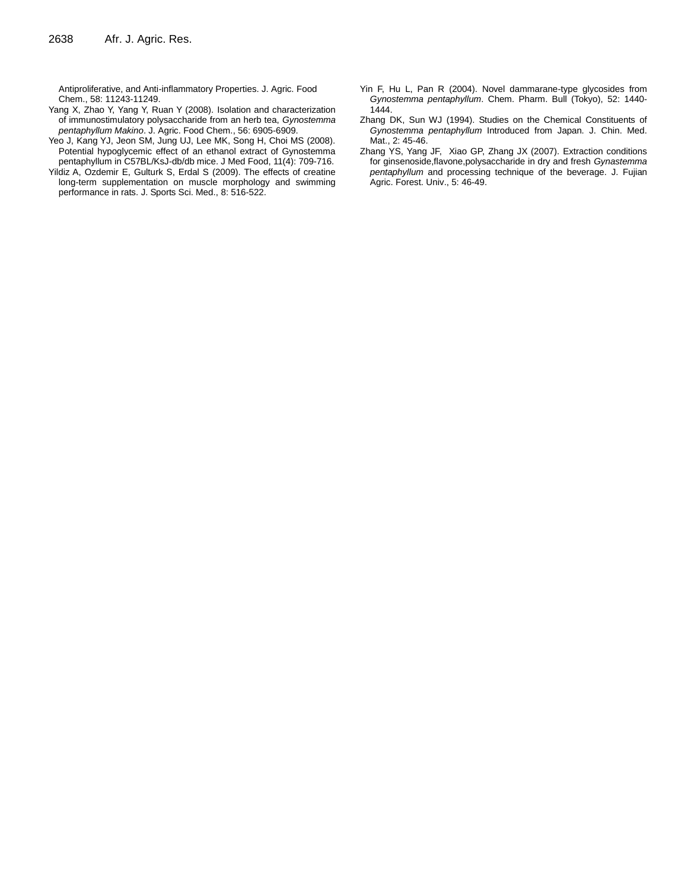Antiproliferative, and Anti-inflammatory Properties. J. Agric. Food Chem., 58: 11243-11249.

Yang X, Zhao Y, Yang Y, Ruan Y (2008). Isolation and characterization of immunostimulatory polysaccharide from an herb tea, *Gynostemma pentaphyllum Makino*. J. Agric. Food Chem., 56: 6905-6909.

Yeo J, Kang YJ, Jeon SM, Jung UJ, Lee MK, Song H, Choi MS (2008). Potential hypoglycemic effect of an ethanol extract of Gynostemma pentaphyllum in C57BL/KsJ-db/db mice. J Med Food, 11(4): 709-716.

Yildiz A, Ozdemir E, Gulturk S, Erdal S (2009). The effects of creatine long-term supplementation on muscle morphology and swimming performance in rats. J. Sports Sci. Med., 8: 516-522.

Yin F, Hu L, Pan R (2004). Novel dammarane-type glycosides from *Gynostemma pentaphyllum*. Chem. Pharm. Bull (Tokyo), 52: 1440-1444.

Zhang DK, Sun WJ (1994). Studies on the Chemical Constituents of *Gynostemma pentaphyllum* Introduced from Japan. J. Chin. Med. Mat., 2: 45-46.

Zhang YS, Yang JF, Xiao GP, Zhang JX (2007). Extraction conditions for ginsenoside,flavone,polysaccharide in dry and fresh *Gynastemma pentaphyllum* and processing technique of the beverage. J. Fujian Agric. Forest. Univ., 5: 46-49.